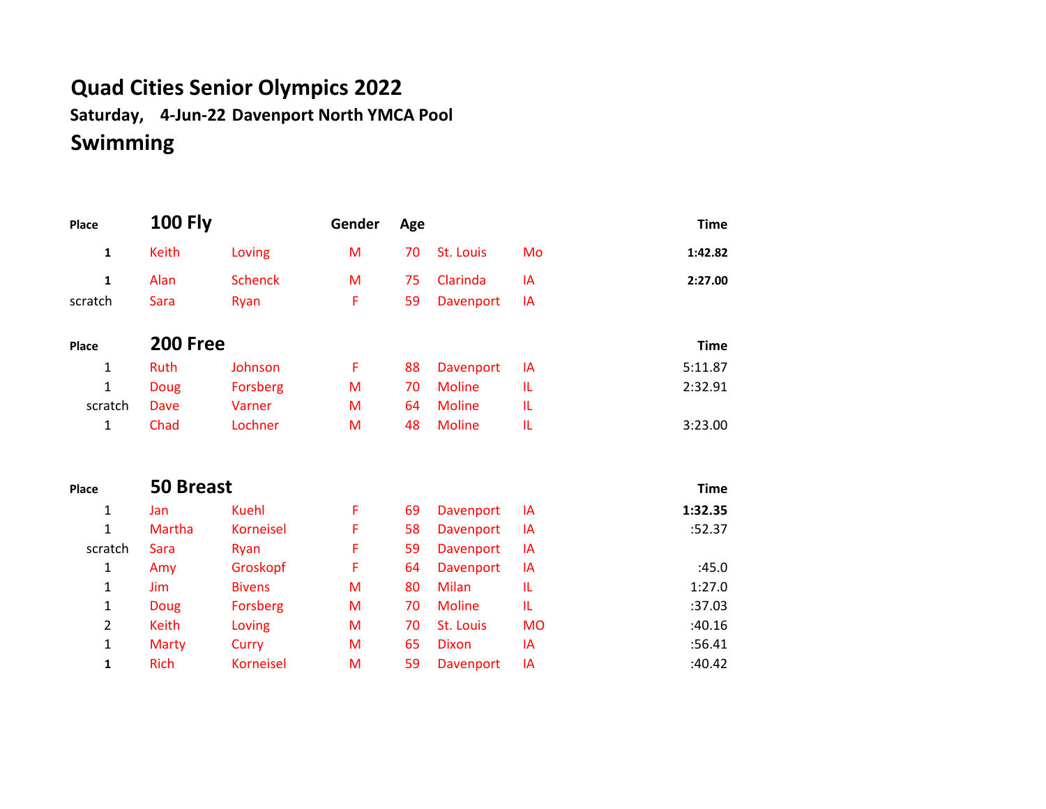# Quad Cities Senior Olympics 2022

**Saturday, 4-Jun-22 Davenport North YMCA Pool**

## Swimming

| Place | 100 Fly | | Gender | Age | | | Time |
|---|---|---|---|---|---|---|---|
| **1** | Keith | Loving | M | 70 | St. Louis | Mo | **1:42.82** |
| **1** | Alan | Schenck | M | 75 | Clarinda | IA | **2:27.00** |
| scratch | Sara | Ryan | F | 59 | Davenport | IA | |

| Place | 200 Free | | | | | | Time |
|---|---|---|---|---|---|---|---|
| 1 | Ruth | Johnson | F | 88 | Davenport | IA | 5:11.87 |
| 1 | Doug | Forsberg | M | 70 | Moline | IL | 2:32.91 |
| scratch | Dave | Varner | M | 64 | Moline | IL | |
| 1 | Chad | Lochner | M | 48 | Moline | IL | 3:23.00 |

| Place | 50 Breast | | | | | | Time |
|---|---|---|---|---|---|---|---|
| 1 | Jan | Kuehl | F | 69 | Davenport | IA | **1:32.35** |
| 1 | Martha | Korneisel | F | 58 | Davenport | IA | :52.37 |
| scratch | Sara | Ryan | F | 59 | Davenport | IA | |
| 1 | Amy | Groskopf | F | 64 | Davenport | IA | :45.0 |
| 1 | Jim | Bivens | M | 80 | Milan | IL | 1:27.0 |
| 1 | Doug | Forsberg | M | 70 | Moline | IL | :37.03 |
| 2 | Keith | Loving | M | 70 | St. Louis | MO | :40.16 |
| 1 | Marty | Curry | M | 65 | Dixon | IA | :56.41 |
| **1** | Rich | Korneisel | M | 59 | Davenport | IA | :40.42 |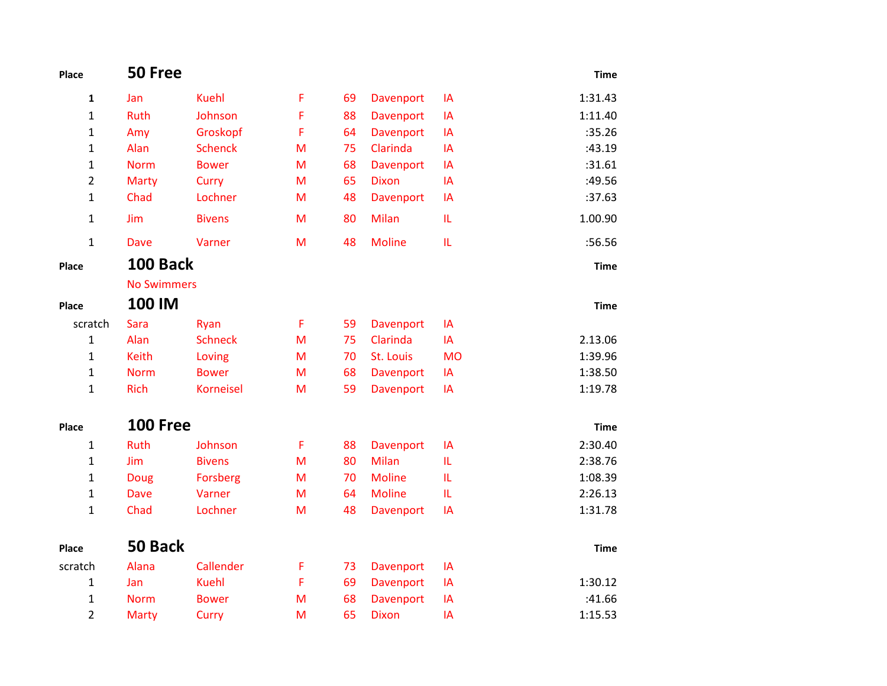## 50 Free

| Place | First Name | Last Name | Sex | Age | City | State | Time |
|---|---|---|---|---|---|---|---|
| 1 | Jan | Kuehl | F | 69 | Davenport | IA | 1:31.43 |
| 1 | Ruth | Johnson | F | 88 | Davenport | IA | 1:11.40 |
| 1 | Amy | Groskopf | F | 64 | Davenport | IA | :35.26 |
| 1 | Alan | Schenck | M | 75 | Clarinda | IA | :43.19 |
| 1 | Norm | Bower | M | 68 | Davenport | IA | :31.61 |
| 2 | Marty | Curry | M | 65 | Dixon | IA | :49.56 |
| 1 | Chad | Lochner | M | 48 | Davenport | IA | :37.63 |
| 1 | Jim | Bivens | M | 80 | Milan | IL | 1.00.90 |
| 1 | Dave | Varner | M | 48 | Moline | IL | :56.56 |

## 100 Back

| Place | First Name | Last Name | Sex | Age | City | State | Time |
|---|---|---|---|---|---|---|---|
| | No Swimmers | | | | | | |

## 100 IM

| Place | First Name | Last Name | Sex | Age | City | State | Time |
|---|---|---|---|---|---|---|---|
| scratch | Sara | Ryan | F | 59 | Davenport | IA | |
| 1 | Alan | Schneck | M | 75 | Clarinda | IA | 2.13.06 |
| 1 | Keith | Loving | M | 70 | St. Louis | MO | 1:39.96 |
| 1 | Norm | Bower | M | 68 | Davenport | IA | 1:38.50 |
| 1 | Rich | Korneisel | M | 59 | Davenport | IA | 1:19.78 |

## 100 Free

| Place | First Name | Last Name | Sex | Age | City | State | Time |
|---|---|---|---|---|---|---|---|
| 1 | Ruth | Johnson | F | 88 | Davenport | IA | 2:30.40 |
| 1 | Jim | Bivens | M | 80 | Milan | IL | 2:38.76 |
| 1 | Doug | Forsberg | M | 70 | Moline | IL | 1:08.39 |
| 1 | Dave | Varner | M | 64 | Moline | IL | 2:26.13 |
| 1 | Chad | Lochner | M | 48 | Davenport | IA | 1:31.78 |

## 50 Back

| Place | First Name | Last Name | Sex | Age | City | State | Time |
|---|---|---|---|---|---|---|---|
| scratch | Alana | Callender | F | 73 | Davenport | IA | |
| 1 | Jan | Kuehl | F | 69 | Davenport | IA | 1:30.12 |
| 1 | Norm | Bower | M | 68 | Davenport | IA | :41.66 |
| 2 | Marty | Curry | M | 65 | Dixon | IA | 1:15.53 |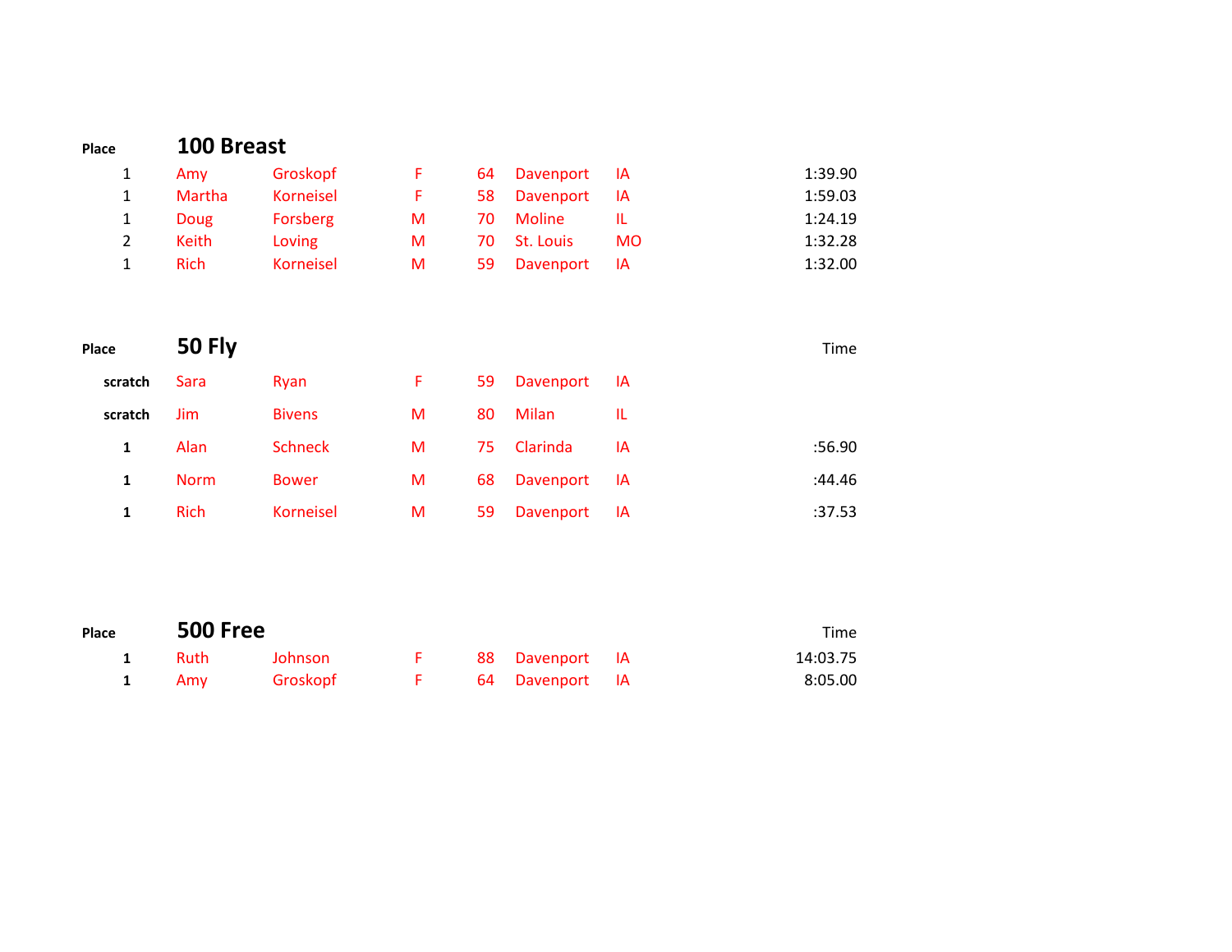| Place | 100 Breast | | | | | | |
|---|---|---|---|---|---|---|---|
| 1 | Amy | Groskopf | F | 64 | Davenport | IA | 1:39.90 |
| 1 | Martha | Korneisel | F | 58 | Davenport | IA | 1:59.03 |
| 1 | Doug | Forsberg | M | 70 | Moline | IL | 1:24.19 |
| 2 | Keith | Loving | M | 70 | St. Louis | MO | 1:32.28 |
| 1 | Rich | Korneisel | M | 59 | Davenport | IA | 1:32.00 |

| Place | 50 Fly | | | | | | Time |
|---|---|---|---|---|---|---|---|
| scratch | Sara | Ryan | F | 59 | Davenport | IA | |
| scratch | Jim | Bivens | M | 80 | Milan | IL | |
| 1 | Alan | Schneck | M | 75 | Clarinda | IA | :56.90 |
| 1 | Norm | Bower | M | 68 | Davenport | IA | :44.46 |
| 1 | Rich | Korneisel | M | 59 | Davenport | IA | :37.53 |

| Place | 500 Free | | | | | | Time |
|---|---|---|---|---|---|---|---|
| 1 | Ruth | Johnson | F | 88 | Davenport | IA | 14:03.75 |
| 1 | Amy | Groskopf | F | 64 | Davenport | IA | 8:05.00 |